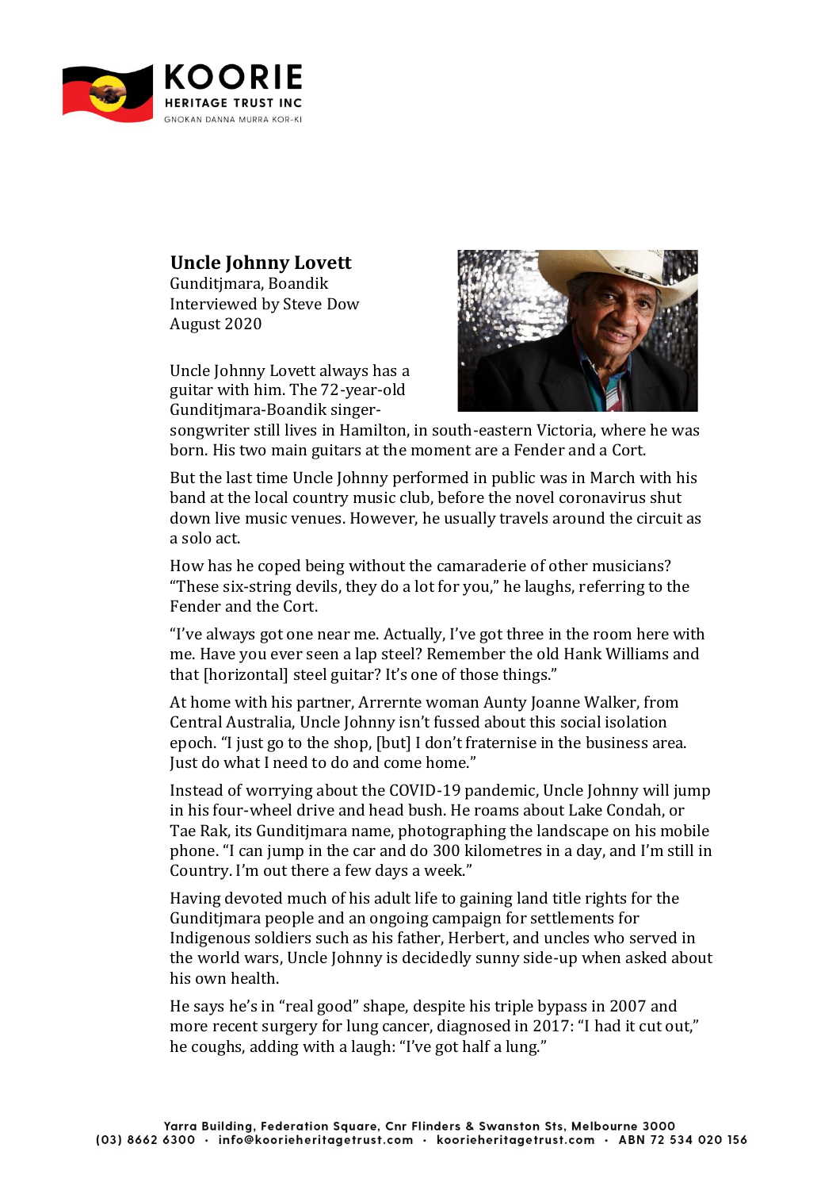# Uncle Johnny Lovett

Gunditjmara, Boandik
Interviewed by Steve Dow
August 2020

Uncle Johnny Lovett always has a guitar with him. The 72-year-old Gunditjmara-Boandik singer-songwriter still lives in Hamilton, in south-eastern Victoria, where he was born. His two main guitars at the moment are a Fender and a Cort.

But the last time Uncle Johnny performed in public was in March with his band at the local country music club, before the novel coronavirus shut down live music venues. However, he usually travels around the circuit as a solo act.

How has he coped being without the camaraderie of other musicians? "These six-string devils, they do a lot for you," he laughs, referring to the Fender and the Cort.

"I've always got one near me. Actually, I've got three in the room here with me. Have you ever seen a lap steel? Remember the old Hank Williams and that [horizontal] steel guitar? It's one of those things."

At home with his partner, Arrernte woman Aunty Joanne Walker, from Central Australia, Uncle Johnny isn't fussed about this social isolation epoch. "I just go to the shop, [but] I don't fraternise in the business area. Just do what I need to do and come home."

Instead of worrying about the COVID-19 pandemic, Uncle Johnny will jump in his four-wheel drive and head bush. He roams about Lake Condah, or Tae Rak, its Gunditjmara name, photographing the landscape on his mobile phone. "I can jump in the car and do 300 kilometres in a day, and I'm still in Country. I'm out there a few days a week."

Having devoted much of his adult life to gaining land title rights for the Gunditjmara people and an ongoing campaign for settlements for Indigenous soldiers such as his father, Herbert, and uncles who served in the world wars, Uncle Johnny is decidedly sunny side-up when asked about his own health.

He says he's in "real good" shape, despite his triple bypass in 2007 and more recent surgery for lung cancer, diagnosed in 2017: "I had it cut out," he coughs, adding with a laugh: "I've got half a lung."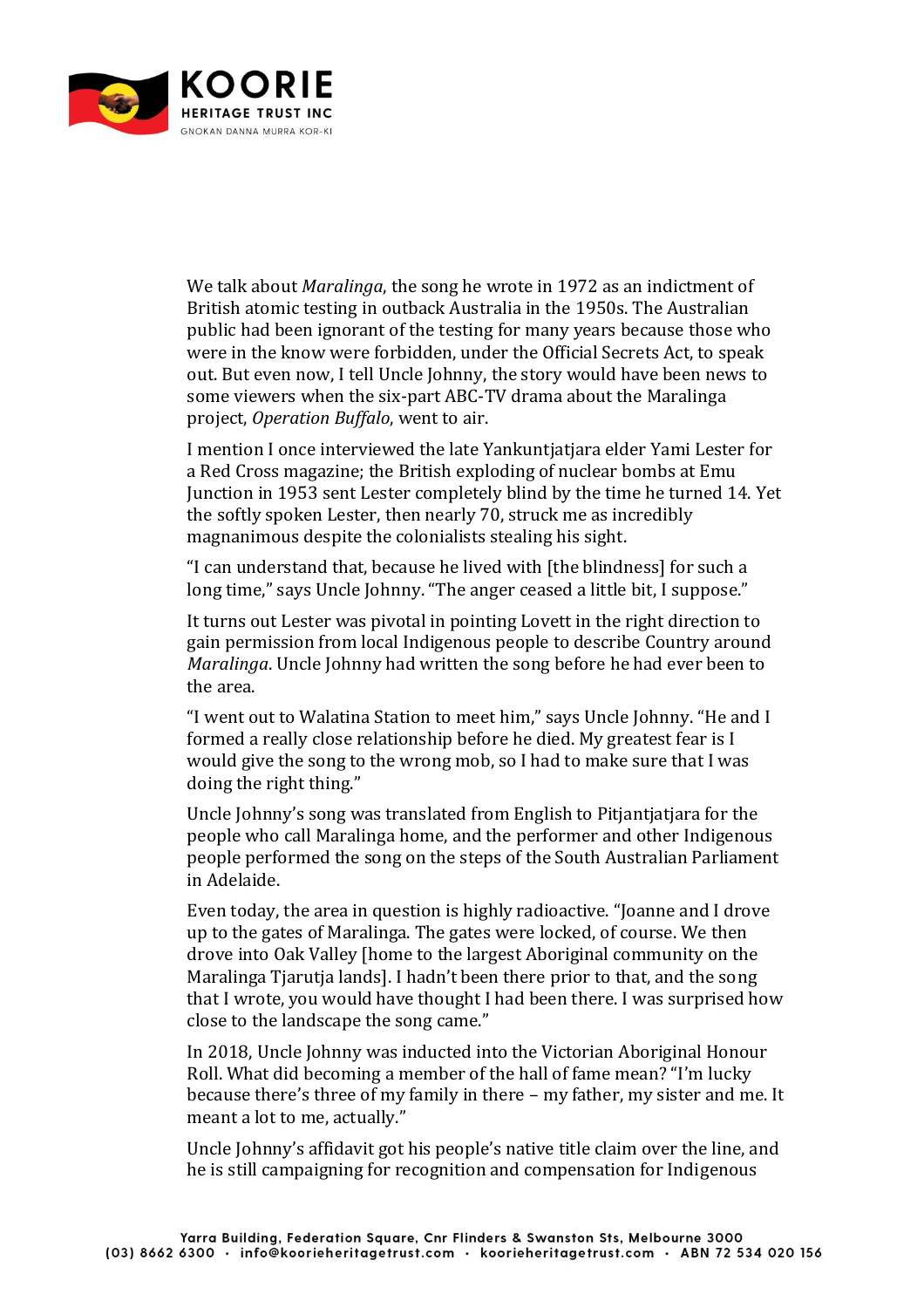We talk about *Maralinga*, the song he wrote in 1972 as an indictment of British atomic testing in outback Australia in the 1950s. The Australian public had been ignorant of the testing for many years because those who were in the know were forbidden, under the Official Secrets Act, to speak out. But even now, I tell Uncle Johnny, the story would have been news to some viewers when the six-part ABC-TV drama about the Maralinga project, *Operation Buffalo*, went to air.

I mention I once interviewed the late Yankuntjatjara elder Yami Lester for a Red Cross magazine; the British exploding of nuclear bombs at Emu Junction in 1953 sent Lester completely blind by the time he turned 14. Yet the softly spoken Lester, then nearly 70, struck me as incredibly magnanimous despite the colonialists stealing his sight.

"I can understand that, because he lived with [the blindness] for such a long time," says Uncle Johnny. "The anger ceased a little bit, I suppose."

It turns out Lester was pivotal in pointing Lovett in the right direction to gain permission from local Indigenous people to describe Country around *Maralinga*. Uncle Johnny had written the song before he had ever been to the area.

"I went out to Walatina Station to meet him," says Uncle Johnny. "He and I formed a really close relationship before he died. My greatest fear is I would give the song to the wrong mob, so I had to make sure that I was doing the right thing."

Uncle Johnny's song was translated from English to Pitjantjatjara for the people who call Maralinga home, and the performer and other Indigenous people performed the song on the steps of the South Australian Parliament in Adelaide.

Even today, the area in question is highly radioactive. "Joanne and I drove up to the gates of Maralinga. The gates were locked, of course. We then drove into Oak Valley [home to the largest Aboriginal community on the Maralinga Tjarutja lands]. I hadn't been there prior to that, and the song that I wrote, you would have thought I had been there. I was surprised how close to the landscape the song came."

In 2018, Uncle Johnny was inducted into the Victorian Aboriginal Honour Roll. What did becoming a member of the hall of fame mean? "I'm lucky because there's three of my family in there – my father, my sister and me. It meant a lot to me, actually."

Uncle Johnny's affidavit got his people's native title claim over the line, and he is still campaigning for recognition and compensation for Indigenous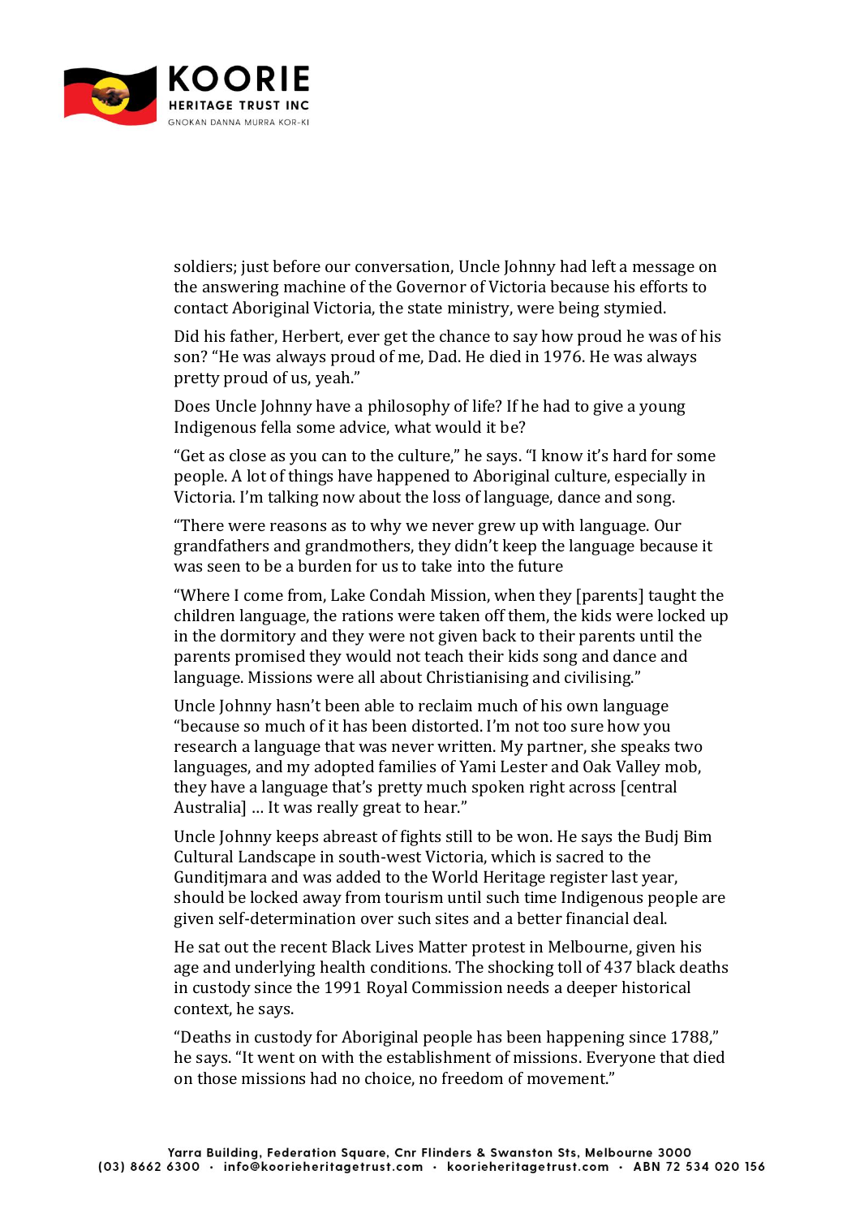soldiers; just before our conversation, Uncle Johnny had left a message on the answering machine of the Governor of Victoria because his efforts to contact Aboriginal Victoria, the state ministry, were being stymied.

Did his father, Herbert, ever get the chance to say how proud he was of his son? "He was always proud of me, Dad. He died in 1976. He was always pretty proud of us, yeah."

Does Uncle Johnny have a philosophy of life? If he had to give a young Indigenous fella some advice, what would it be?

"Get as close as you can to the culture," he says. "I know it's hard for some people. A lot of things have happened to Aboriginal culture, especially in Victoria. I'm talking now about the loss of language, dance and song.

"There were reasons as to why we never grew up with language. Our grandfathers and grandmothers, they didn't keep the language because it was seen to be a burden for us to take into the future

"Where I come from, Lake Condah Mission, when they [parents] taught the children language, the rations were taken off them, the kids were locked up in the dormitory and they were not given back to their parents until the parents promised they would not teach their kids song and dance and language. Missions were all about Christianising and civilising."

Uncle Johnny hasn't been able to reclaim much of his own language "because so much of it has been distorted. I'm not too sure how you research a language that was never written. My partner, she speaks two languages, and my adopted families of Yami Lester and Oak Valley mob, they have a language that's pretty much spoken right across [central Australia] … It was really great to hear."

Uncle Johnny keeps abreast of fights still to be won. He says the Budj Bim Cultural Landscape in south-west Victoria, which is sacred to the Gunditjmara and was added to the World Heritage register last year, should be locked away from tourism until such time Indigenous people are given self-determination over such sites and a better financial deal.

He sat out the recent Black Lives Matter protest in Melbourne, given his age and underlying health conditions. The shocking toll of 437 black deaths in custody since the 1991 Royal Commission needs a deeper historical context, he says.

"Deaths in custody for Aboriginal people has been happening since 1788," he says. "It went on with the establishment of missions. Everyone that died on those missions had no choice, no freedom of movement."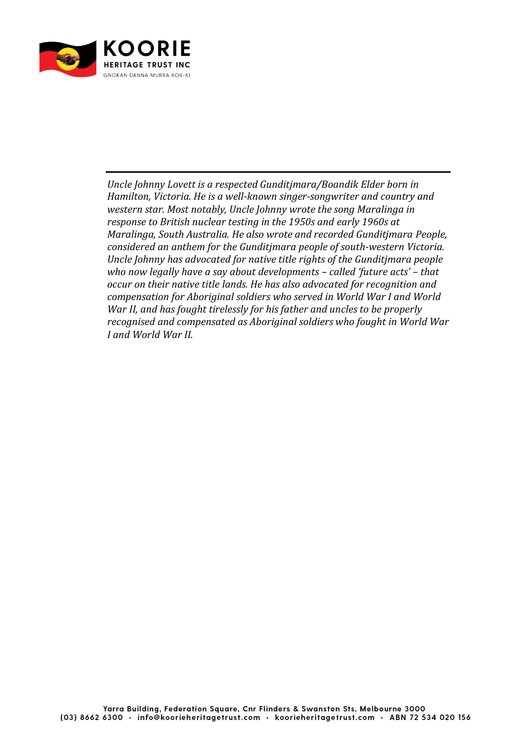*Uncle Johnny Lovett is a respected Gunditjmara/Boandik Elder born in Hamilton, Victoria. He is a well-known singer-songwriter and country and western star. Most notably, Uncle Johnny wrote the song Maralinga in response to British nuclear testing in the 1950s and early 1960s at Maralinga, South Australia. He also wrote and recorded Gunditjmara People, considered an anthem for the Gunditjmara people of south-western Victoria. Uncle Johnny has advocated for native title rights of the Gunditjmara people who now legally have a say about developments – called 'future acts' – that occur on their native title lands. He has also advocated for recognition and compensation for Aboriginal soldiers who served in World War I and World War II, and has fought tirelessly for his father and uncles to be properly recognised and compensated as Aboriginal soldiers who fought in World War I and World War II.*